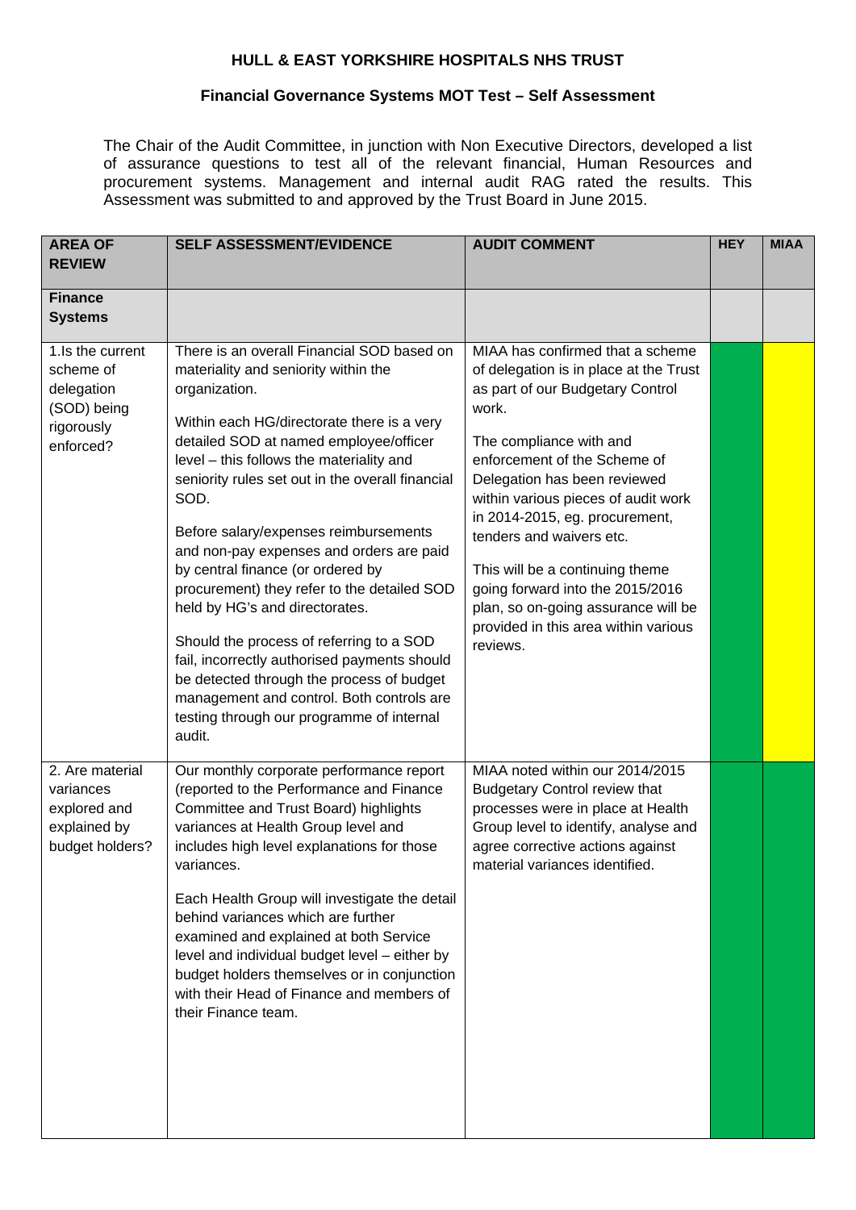**HULL & EAST YORKSHIRE HOSPITALS NHS TRUST**

**Financial Governance Systems MOT Test – Self Assessment**

The Chair of the Audit Committee, in junction with Non Executive Directors, developed a list of assurance questions to test all of the relevant financial, Human Resources and procurement systems. Management and internal audit RAG rated the results. This Assessment was submitted to and approved by the Trust Board in June 2015.

| AREA OF REVIEW | SELF ASSESSMENT/EVIDENCE | AUDIT COMMENT | HEY | MIAA |
|---|---|---|---|---|
| **Finance Systems** | | | | |
| 1.Is the current scheme of delegation (SOD) being rigorously enforced? | There is an overall Financial SOD based on materiality and seniority within the organization.<br><br>Within each HG/directorate there is a very detailed SOD at named employee/officer level – this follows the materiality and seniority rules set out in the overall financial SOD.<br><br>Before salary/expenses reimbursements and non-pay expenses and orders are paid by central finance (or ordered by procurement) they refer to the detailed SOD held by HG's and directorates.<br><br>Should the process of referring to a SOD fail, incorrectly authorised payments should be detected through the process of budget management and control. Both controls are testing through our programme of internal audit. | MIAA has confirmed that a scheme of delegation is in place at the Trust as part of our Budgetary Control work.<br><br>The compliance with and enforcement of the Scheme of Delegation has been reviewed within various pieces of audit work in 2014-2015, eg. procurement, tenders and waivers etc.<br><br>This will be a continuing theme going forward into the 2015/2016 plan, so on-going assurance will be provided in this area within various reviews. | Green | Yellow |
| 2. Are material variances explored and explained by budget holders? | Our monthly corporate performance report (reported to the Performance and Finance Committee and Trust Board) highlights variances at Health Group level and includes high level explanations for those variances.<br><br>Each Health Group will investigate the detail behind variances which are further examined and explained at both Service level and individual budget level – either by budget holders themselves or in conjunction with their Head of Finance and members of their Finance team. | MIAA noted within our 2014/2015 Budgetary Control review that processes were in place at Health Group level to identify, analyse and agree corrective actions against material variances identified. | Green | Green |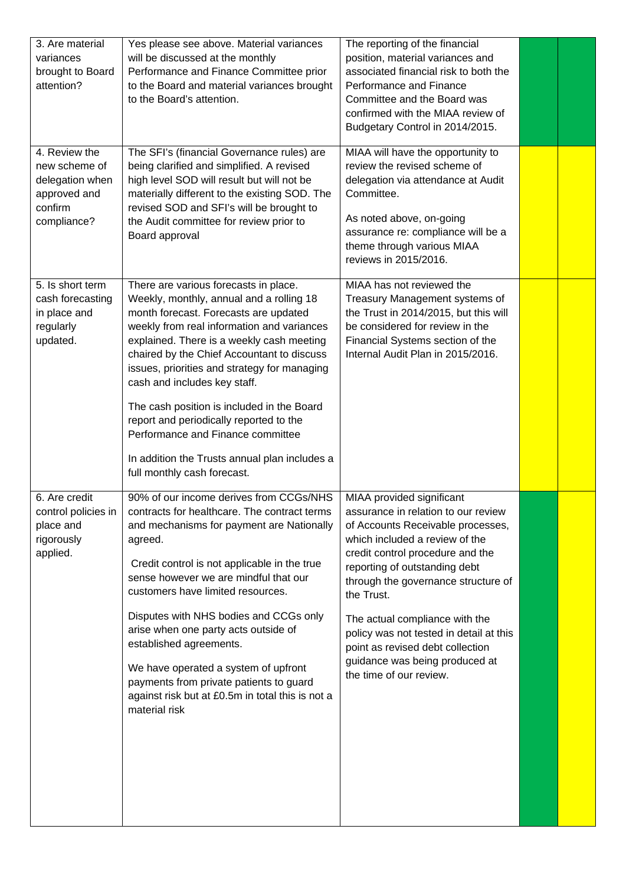| | | | | |
|---|---|---|---|---|
| 3. Are material variances brought to Board attention? | Yes please see above. Material variances will be discussed at the monthly Performance and Finance Committee prior to the Board and material variances brought to the Board's attention. | The reporting of the financial position, material variances and associated financial risk to both the Performance and Finance Committee and the Board was confirmed with the MIAA review of Budgetary Control in 2014/2015. | | |
| 4. Review the new scheme of delegation when approved and confirm compliance? | The SFI's (financial Governance rules) are being clarified and simplified. A revised high level SOD will result but will not be materially different to the existing SOD. The revised SOD and SFI's will be brought to the Audit committee for review prior to Board approval | MIAA will have the opportunity to review the revised scheme of delegation via attendance at Audit Committee.<br><br>As noted above, on-going assurance re: compliance will be a theme through various MIAA reviews in 2015/2016. | | |
| 5. Is short term cash forecasting in place and regularly updated. | There are various forecasts in place. Weekly, monthly, annual and a rolling 18 month forecast. Forecasts are updated weekly from real information and variances explained. There is a weekly cash meeting chaired by the Chief Accountant to discuss issues, priorities and strategy for managing cash and includes key staff.<br><br>The cash position is included in the Board report and periodically reported to the Performance and Finance committee<br><br>In addition the Trusts annual plan includes a full monthly cash forecast. | MIAA has not reviewed the Treasury Management systems of the Trust in 2014/2015, but this will be considered for review in the Financial Systems section of the Internal Audit Plan in 2015/2016. | | |
| 6. Are credit control policies in place and rigorously applied. | 90% of our income derives from CCGs/NHS contracts for healthcare. The contract terms and mechanisms for payment are Nationally agreed.<br><br>Credit control is not applicable in the true sense however we are mindful that our customers have limited resources.<br><br>Disputes with NHS bodies and CCGs only arise when one party acts outside of established agreements.<br><br>We have operated a system of upfront payments from private patients to guard against risk but at £0.5m in total this is not a material risk | MIAA provided significant assurance in relation to our review of Accounts Receivable processes, which included a review of the credit control procedure and the reporting of outstanding debt through the governance structure of the Trust.<br><br>The actual compliance with the policy was not tested in detail at this point as revised debt collection guidance was being produced at the time of our review. | | |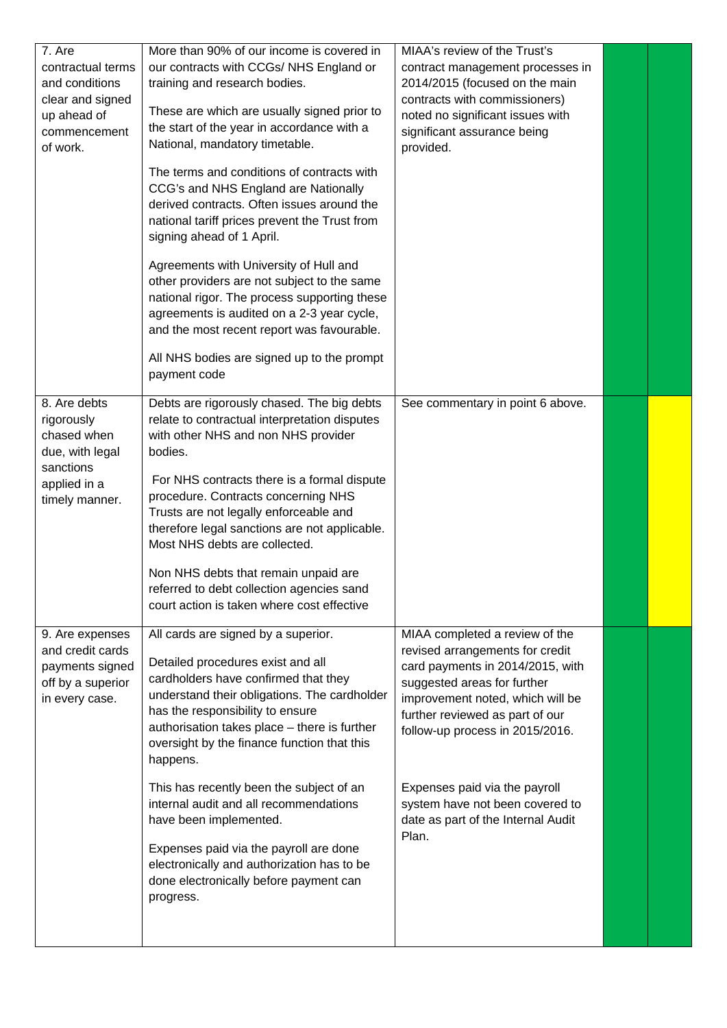| | | | | |
|---|---|---|---|---|
| 7. Are contractual terms and conditions clear and signed up ahead of commencement of work. | More than 90% of our income is covered in our contracts with CCGs/ NHS England or training and research bodies.<br><br>These are which are usually signed prior to the start of the year in accordance with a National, mandatory timetable.<br><br>The terms and conditions of contracts with CCG's and NHS England are Nationally derived contracts. Often issues around the national tariff prices prevent the Trust from signing ahead of 1 April.<br><br>Agreements with University of Hull and other providers are not subject to the same national rigor. The process supporting these agreements is audited on a 2-3 year cycle, and the most recent report was favourable.<br><br>All NHS bodies are signed up to the prompt payment code | MIAA's review of the Trust's contract management processes in 2014/2015 (focused on the main contracts with commissioners) noted no significant issues with significant assurance being provided. | | |
| 8. Are debts rigorously chased when due, with legal sanctions applied in a timely manner. | Debts are rigorously chased. The big debts relate to contractual interpretation disputes with other NHS and non NHS provider bodies.<br><br>For NHS contracts there is a formal dispute procedure. Contracts concerning NHS Trusts are not legally enforceable and therefore legal sanctions are not applicable. Most NHS debts are collected.<br><br>Non NHS debts that remain unpaid are referred to debt collection agencies sand court action is taken where cost effective | See commentary in point 6 above. | | |
| 9. Are expenses and credit cards payments signed off by a superior in every case. | All cards are signed by a superior.<br><br>Detailed procedures exist and all cardholders have confirmed that they understand their obligations. The cardholder has the responsibility to ensure authorisation takes place – there is further oversight by the finance function that this happens.<br><br>This has recently been the subject of an internal audit and all recommendations have been implemented.<br><br>Expenses paid via the payroll are done electronically and authorization has to be done electronically before payment can progress. | MIAA completed a review of the revised arrangements for credit card payments in 2014/2015, with suggested areas for further improvement noted, which will be further reviewed as part of our follow-up process in 2015/2016.<br><br>Expenses paid via the payroll system have not been covered to date as part of the Internal Audit Plan. | | |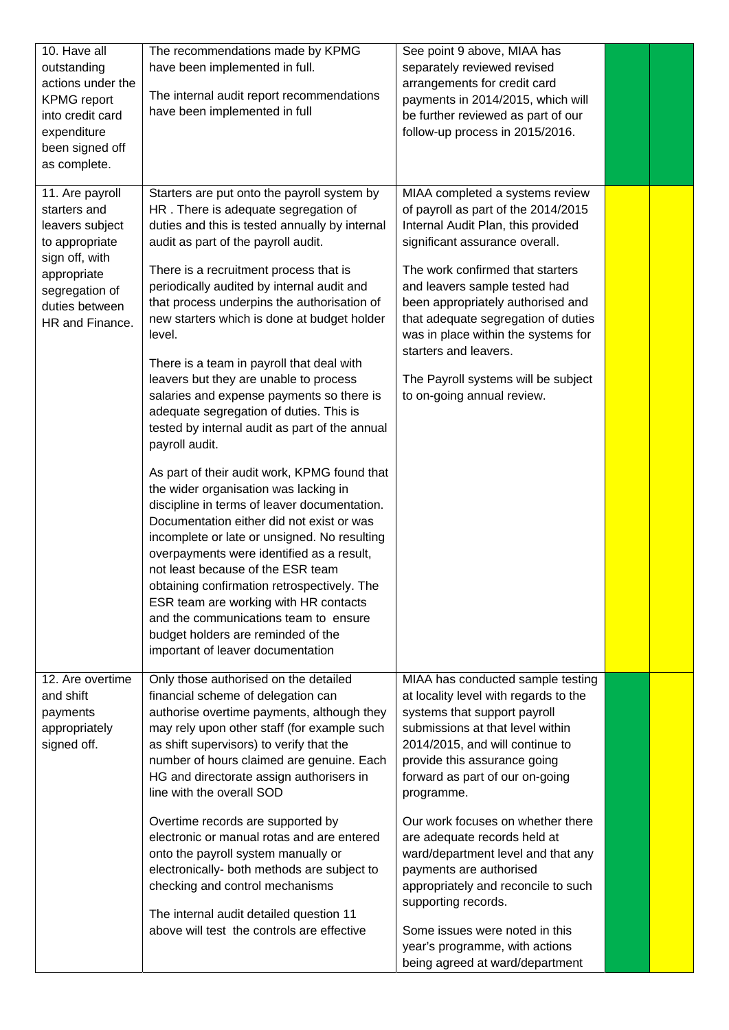| | | | | |
|---|---|---|---|---|
| 10. Have all outstanding actions under the KPMG report into credit card expenditure been signed off as complete. | The recommendations made by KPMG have been implemented in full.<br><br>The internal audit report recommendations have been implemented in full | See point 9 above, MIAA has separately reviewed revised arrangements for credit card payments in 2014/2015, which will be further reviewed as part of our follow-up process in 2015/2016. | | |
| 11. Are payroll starters and leavers subject to appropriate sign off, with appropriate segregation of duties between HR and Finance. | Starters are put onto the payroll system by HR . There is adequate segregation of duties and this is tested annually by internal audit as part of the payroll audit.<br><br>There is a recruitment process that is periodically audited by internal audit and that process underpins the authorisation of new starters which is done at budget holder level.<br><br>There is a team in payroll that deal with leavers but they are unable to process salaries and expense payments so there is adequate segregation of duties. This is tested by internal audit as part of the annual payroll audit.<br><br>As part of their audit work, KPMG found that the wider organisation was lacking in discipline in terms of leaver documentation. Documentation either did not exist or was incomplete or late or unsigned. No resulting overpayments were identified as a result, not least because of the ESR team obtaining confirmation retrospectively. The ESR team are working with HR contacts and the communications team to ensure budget holders are reminded of the important of leaver documentation | MIAA completed a systems review of payroll as part of the 2014/2015 Internal Audit Plan, this provided significant assurance overall.<br><br>The work confirmed that starters and leavers sample tested had been appropriately authorised and that adequate segregation of duties was in place within the systems for starters and leavers.<br><br>The Payroll systems will be subject to on-going annual review. | | |
| 12. Are overtime and shift payments appropriately signed off. | Only those authorised on the detailed financial scheme of delegation can authorise overtime payments, although they may rely upon other staff (for example such as shift supervisors) to verify that the number of hours claimed are genuine. Each HG and directorate assign authorisers in line with the overall SOD<br><br>Overtime records are supported by electronic or manual rotas and are entered onto the payroll system manually or electronically- both methods are subject to checking and control mechanisms<br><br>The internal audit detailed question 11 above will test the controls are effective | MIAA has conducted sample testing at locality level with regards to the systems that support payroll submissions at that level within 2014/2015, and will continue to provide this assurance going forward as part of our on-going programme.<br><br>Our work focuses on whether there are adequate records held at ward/department level and that any payments are authorised appropriately and reconcile to such supporting records.<br><br>Some issues were noted in this year's programme, with actions being agreed at ward/department | | |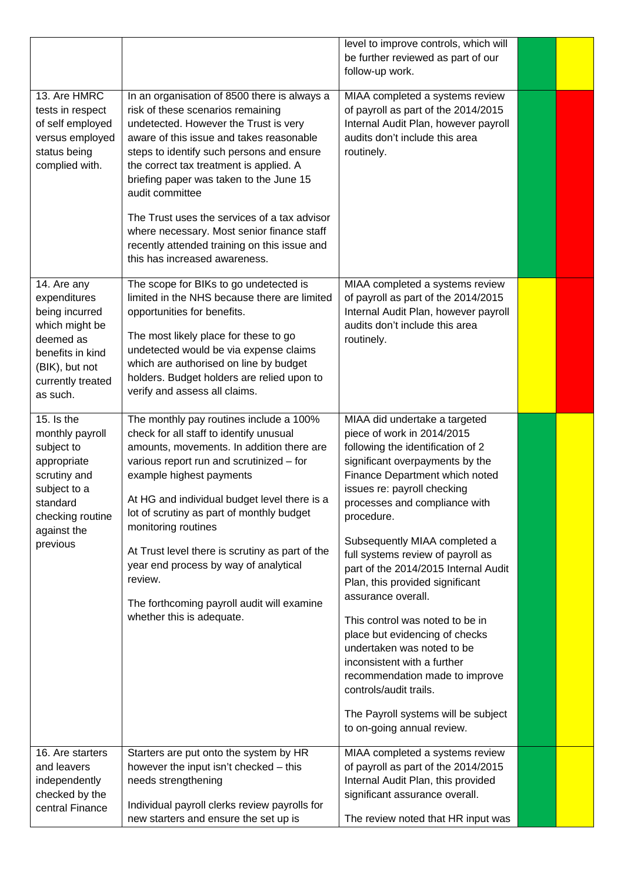|  |  |  |  |  |
|---|---|---|---|---|
|  |  | level to improve controls, which will be further reviewed as part of our follow-up work. |  |  |
| 13. Are HMRC tests in respect of self employed versus employed status being complied with. | In an organisation of 8500 there is always a risk of these scenarios remaining undetected. However the Trust is very aware of this issue and takes reasonable steps to identify such persons and ensure the correct tax treatment is applied. A briefing paper was taken to the June 15 audit committee<br><br>The Trust uses the services of a tax advisor where necessary. Most senior finance staff recently attended training on this issue and this has increased awareness. | MIAA completed a systems review of payroll as part of the 2014/2015 Internal Audit Plan, however payroll audits don't include this area routinely. |  |  |
| 14. Are any expenditures being incurred which might be deemed as benefits in kind (BIK), but not currently treated as such. | The scope for BIKs to go undetected is limited in the NHS because there are limited opportunities for benefits.<br><br>The most likely place for these to go undetected would be via expense claims which are authorised on line by budget holders. Budget holders are relied upon to verify and assess all claims. | MIAA completed a systems review of payroll as part of the 2014/2015 Internal Audit Plan, however payroll audits don't include this area routinely. |  |  |
| 15. Is the monthly payroll subject to appropriate scrutiny and subject to a standard checking routine against the previous | The monthly pay routines include a 100% check for all staff to identify unusual amounts, movements. In addition there are various report run and scrutinized – for example highest payments<br><br>At HG and individual budget level there is a lot of scrutiny as part of monthly budget monitoring routines<br><br>At Trust level there is scrutiny as part of the year end process by way of analytical review.<br><br>The forthcoming payroll audit will examine whether this is adequate. | MIAA did undertake a targeted piece of work in 2014/2015 following the identification of 2 significant overpayments by the Finance Department which noted issues re: payroll checking processes and compliance with procedure.<br><br>Subsequently MIAA completed a full systems review of payroll as part of the 2014/2015 Internal Audit Plan, this provided significant assurance overall.<br><br>This control was noted to be in place but evidencing of checks undertaken was noted to be inconsistent with a further recommendation made to improve controls/audit trails.<br><br>The Payroll systems will be subject to on-going annual review. |  |  |
| 16. Are starters and leavers independently checked by the central Finance | Starters are put onto the system by HR however the input isn't checked – this needs strengthening<br><br>Individual payroll clerks review payrolls for new starters and ensure the set up is | MIAA completed a systems review of payroll as part of the 2014/2015 Internal Audit Plan, this provided significant assurance overall.<br><br>The review noted that HR input was |  |  |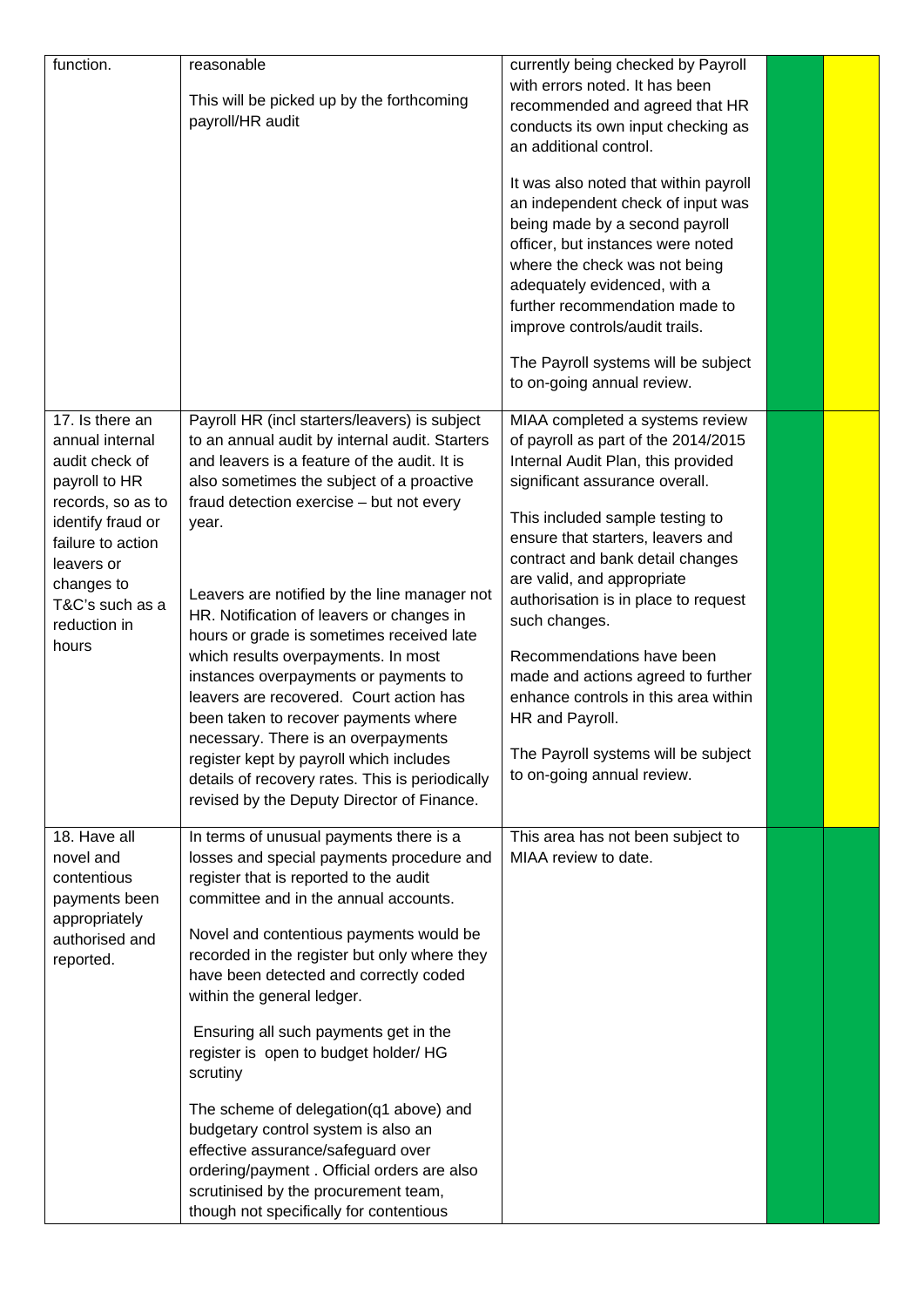| | | | | |
|---|---|---|---|---|
| function. | reasonable<br><br>This will be picked up by the forthcoming payroll/HR audit | currently being checked by Payroll with errors noted. It has been recommended and agreed that HR conducts its own input checking as an additional control.<br><br>It was also noted that within payroll an independent check of input was being made by a second payroll officer, but instances were noted where the check was not being adequately evidenced, with a further recommendation made to improve controls/audit trails.<br><br>The Payroll systems will be subject to on-going annual review. | | |
| 17. Is there an annual internal audit check of payroll to HR records, so as to identify fraud or failure to action leavers or changes to T&C's such as a reduction in hours | Payroll HR (incl starters/leavers) is subject to an annual audit by internal audit. Starters and leavers is a feature of the audit. It is also sometimes the subject of a proactive fraud detection exercise – but not every year.<br><br>Leavers are notified by the line manager not HR. Notification of leavers or changes in hours or grade is sometimes received late which results overpayments. In most instances overpayments or payments to leavers are recovered. Court action has been taken to recover payments where necessary. There is an overpayments register kept by payroll which includes details of recovery rates. This is periodically revised by the Deputy Director of Finance. | MIAA completed a systems review of payroll as part of the 2014/2015 Internal Audit Plan, this provided significant assurance overall.<br><br>This included sample testing to ensure that starters, leavers and contract and bank detail changes are valid, and appropriate authorisation is in place to request such changes.<br><br>Recommendations have been made and actions agreed to further enhance controls in this area within HR and Payroll.<br><br>The Payroll systems will be subject to on-going annual review. | | |
| 18. Have all novel and contentious payments been appropriately authorised and reported. | In terms of unusual payments there is a losses and special payments procedure and register that is reported to the audit committee and in the annual accounts.<br><br>Novel and contentious payments would be recorded in the register but only where they have been detected and correctly coded within the general ledger.<br><br>Ensuring all such payments get in the register is open to budget holder/ HG scrutiny<br><br>The scheme of delegation(q1 above) and budgetary control system is also an effective assurance/safeguard over ordering/payment . Official orders are also scrutinised by the procurement team, though not specifically for contentious | This area has not been subject to MIAA review to date. | | |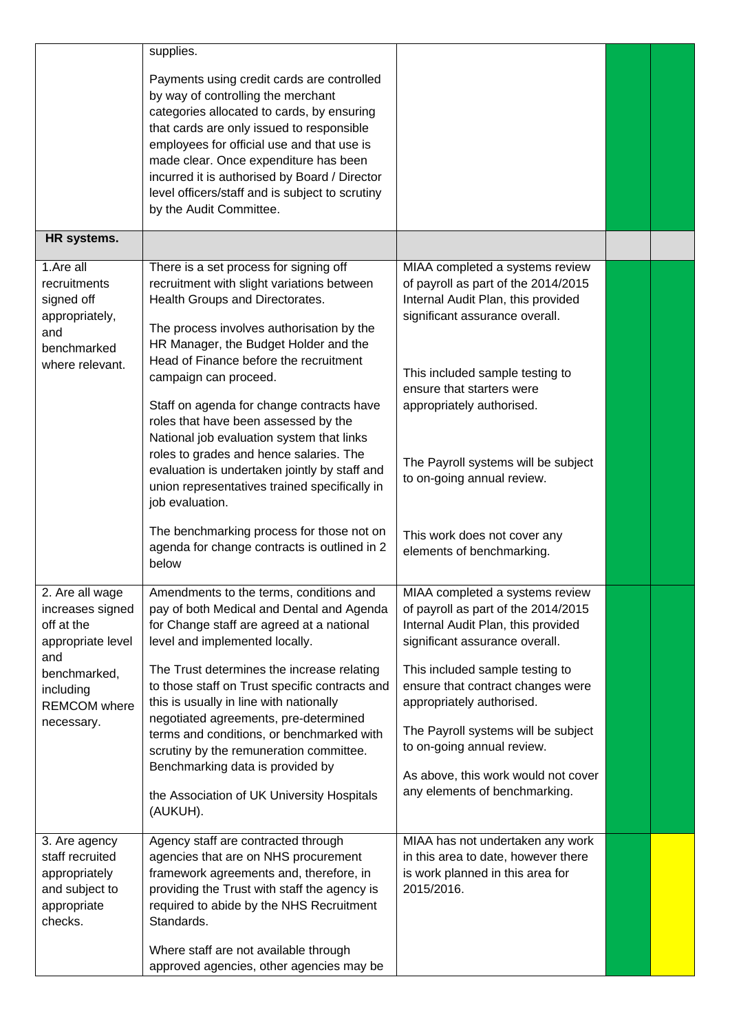| | | | | |
|---|---|---|---|---|
| | supplies.<br><br>Payments using credit cards are controlled by way of controlling the merchant categories allocated to cards, by ensuring that cards are only issued to responsible employees for official use and that use is made clear. Once expenditure has been incurred it is authorised by Board / Director level officers/staff and is subject to scrutiny by the Audit Committee. | | | |
| **HR systems.** | | | | |
| 1.Are all recruitments signed off appropriately, and benchmarked where relevant. | There is a set process for signing off recruitment with slight variations between Health Groups and Directorates.<br><br>The process involves authorisation by the HR Manager, the Budget Holder and the Head of Finance before the recruitment campaign can proceed.<br><br>Staff on agenda for change contracts have roles that have been assessed by the National job evaluation system that links roles to grades and hence salaries. The evaluation is undertaken jointly by staff and union representatives trained specifically in job evaluation.<br><br>The benchmarking process for those not on agenda for change contracts is outlined in 2 below | MIAA completed a systems review of payroll as part of the 2014/2015 Internal Audit Plan, this provided significant assurance overall.<br><br>This included sample testing to ensure that starters were appropriately authorised.<br><br>The Payroll systems will be subject to on-going annual review.<br><br>This work does not cover any elements of benchmarking. | | |
| 2. Are all wage increases signed off at the appropriate level and benchmarked, including REMCOM where necessary. | Amendments to the terms, conditions and pay of both Medical and Dental and Agenda for Change staff are agreed at a national level and implemented locally.<br><br>The Trust determines the increase relating to those staff on Trust specific contracts and this is usually in line with nationally negotiated agreements, pre-determined terms and conditions, or benchmarked with scrutiny by the remuneration committee. Benchmarking data is provided by<br><br>the Association of UK University Hospitals (AUKUH). | MIAA completed a systems review of payroll as part of the 2014/2015 Internal Audit Plan, this provided significant assurance overall.<br><br>This included sample testing to ensure that contract changes were appropriately authorised.<br><br>The Payroll systems will be subject to on-going annual review.<br><br>As above, this work would not cover any elements of benchmarking. | | |
| 3. Are agency staff recruited appropriately and subject to appropriate checks. | Agency staff are contracted through agencies that are on NHS procurement framework agreements and, therefore, in providing the Trust with staff the agency is required to abide by the NHS Recruitment Standards.<br><br>Where staff are not available through approved agencies, other agencies may be | MIAA has not undertaken any work in this area to date, however there is work planned in this area for 2015/2016. | | |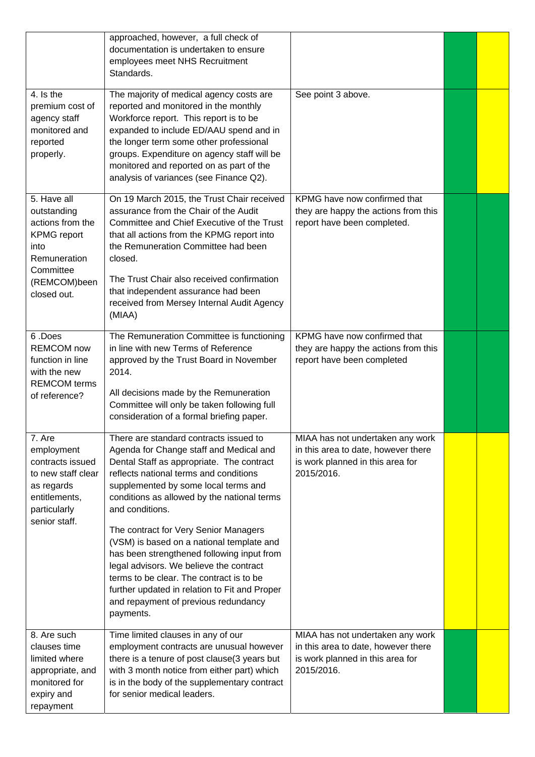|  |  |  |  |  |
|---|---|---|---|---|
|  | approached, however, a full check of documentation is undertaken to ensure employees meet NHS Recruitment Standards. |  |  |  |
| 4. Is the premium cost of agency staff monitored and reported properly. | The majority of medical agency costs are reported and monitored in the monthly Workforce report. This report is to be expanded to include ED/AAU spend and in the longer term some other professional groups. Expenditure on agency staff will be monitored and reported on as part of the analysis of variances (see Finance Q2). | See point 3 above. |  |  |
| 5. Have all outstanding actions from the KPMG report into Remuneration Committee (REMCOM)been closed out. | On 19 March 2015, the Trust Chair received assurance from the Chair of the Audit Committee and Chief Executive of the Trust that all actions from the KPMG report into the Remuneration Committee had been closed.<br><br>The Trust Chair also received confirmation that independent assurance had been received from Mersey Internal Audit Agency (MIAA) | KPMG have now confirmed that they are happy the actions from this report have been completed. |  |  |
| 6 .Does REMCOM now function in line with the new REMCOM terms of reference? | The Remuneration Committee is functioning in line with new Terms of Reference approved by the Trust Board in November 2014.<br><br>All decisions made by the Remuneration Committee will only be taken following full consideration of a formal briefing paper. | KPMG have now confirmed that they are happy the actions from this report have been completed |  |  |
| 7. Are employment contracts issued to new staff clear as regards entitlements, particularly senior staff. | There are standard contracts issued to Agenda for Change staff and Medical and Dental Staff as appropriate. The contract reflects national terms and conditions supplemented by some local terms and conditions as allowed by the national terms and conditions.<br><br>The contract for Very Senior Managers (VSM) is based on a national template and has been strengthened following input from legal advisors. We believe the contract terms to be clear. The contract is to be further updated in relation to Fit and Proper and repayment of previous redundancy payments. | MIAA has not undertaken any work in this area to date, however there is work planned in this area for 2015/2016. |  |  |
| 8. Are such clauses time limited where appropriate, and monitored for expiry and repayment | Time limited clauses in any of our employment contracts are unusual however there is a tenure of post clause(3 years but with 3 month notice from either part) which is in the body of the supplementary contract for senior medical leaders. | MIAA has not undertaken any work in this area to date, however there is work planned in this area for 2015/2016. |  |  |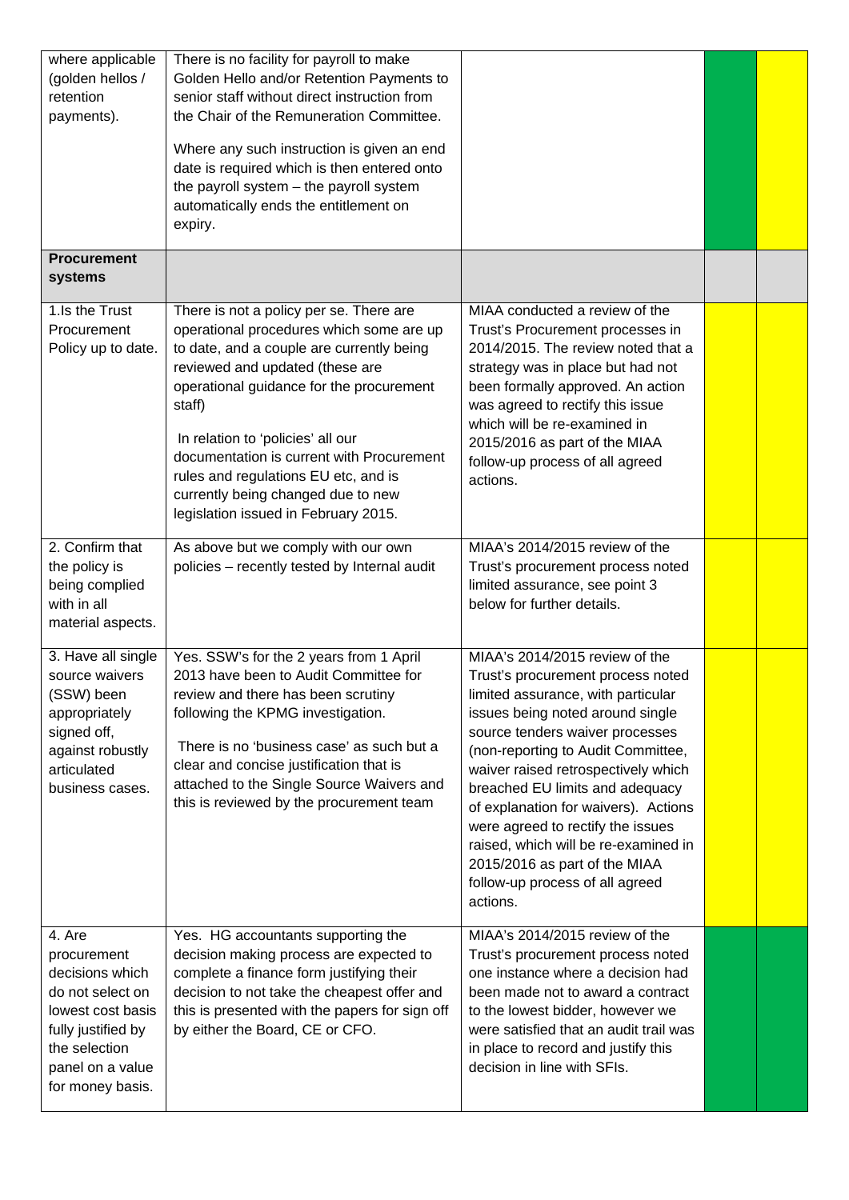| | | | | |
|---|---|---|---|---|
| where applicable (golden hellos / retention payments). | There is no facility for payroll to make Golden Hello and/or Retention Payments to senior staff without direct instruction from the Chair of the Remuneration Committee.<br><br>Where any such instruction is given an end date is required which is then entered onto the payroll system – the payroll system automatically ends the entitlement on expiry. | | | |
| **Procurement systems** | | | | |
| 1.Is the Trust Procurement Policy up to date. | There is not a policy per se. There are operational procedures which some are up to date, and a couple are currently being reviewed and updated (these are operational guidance for the procurement staff)<br><br>In relation to 'policies' all our documentation is current with Procurement rules and regulations EU etc, and is currently being changed due to new legislation issued in February 2015. | MIAA conducted a review of the Trust's Procurement processes in 2014/2015. The review noted that a strategy was in place but had not been formally approved. An action was agreed to rectify this issue which will be re-examined in 2015/2016 as part of the MIAA follow-up process of all agreed actions. | | |
| 2. Confirm that the policy is being complied with in all material aspects. | As above but we comply with our own policies – recently tested by Internal audit | MIAA's 2014/2015 review of the Trust's procurement process noted limited assurance, see point 3 below for further details. | | |
| 3. Have all single source waivers (SSW) been appropriately signed off, against robustly articulated business cases. | Yes. SSW's for the 2 years from 1 April 2013 have been to Audit Committee for review and there has been scrutiny following the KPMG investigation.<br><br>There is no 'business case' as such but a clear and concise justification that is attached to the Single Source Waivers and this is reviewed by the procurement team | MIAA's 2014/2015 review of the Trust's procurement process noted limited assurance, with particular issues being noted around single source tenders waiver processes (non-reporting to Audit Committee, waiver raised retrospectively which breached EU limits and adequacy of explanation for waivers). Actions were agreed to rectify the issues raised, which will be re-examined in 2015/2016 as part of the MIAA follow-up process of all agreed actions. | | |
| 4. Are procurement decisions which do not select on lowest cost basis fully justified by the selection panel on a value for money basis. | Yes. HG accountants supporting the decision making process are expected to complete a finance form justifying their decision to not take the cheapest offer and this is presented with the papers for sign off by either the Board, CE or CFO. | MIAA's 2014/2015 review of the Trust's procurement process noted one instance where a decision had been made not to award a contract to the lowest bidder, however we were satisfied that an audit trail was in place to record and justify this decision in line with SFIs. | | |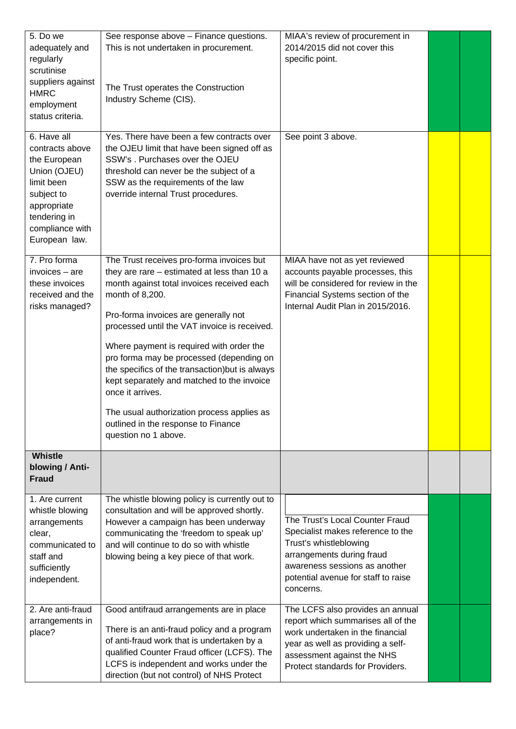| | | | | |
|---|---|---|---|---|
| 5. Do we adequately and regularly scrutinise suppliers against HMRC employment status criteria. | See response above – Finance questions. This is not undertaken in procurement.<br><br>The Trust operates the Construction Industry Scheme (CIS). | MIAA's review of procurement in 2014/2015 did not cover this specific point. | | |
| 6. Have all contracts above the European Union (OJEU) limit been subject to appropriate tendering in compliance with European law. | Yes. There have been a few contracts over the OJEU limit that have been signed off as SSW's . Purchases over the OJEU threshold can never be the subject of a SSW as the requirements of the law override internal Trust procedures. | See point 3 above. | | |
| 7. Pro forma invoices – are these invoices received and the risks managed? | The Trust receives pro-forma invoices but they are rare – estimated at less than 10 a month against total invoices received each month of 8,200.<br><br>Pro-forma invoices are generally not processed until the VAT invoice is received.<br><br>Where payment is required with order the pro forma may be processed (depending on the specifics of the transaction)but is always kept separately and matched to the invoice once it arrives.<br><br>The usual authorization process applies as outlined in the response to Finance question no 1 above. | MIAA have not as yet reviewed accounts payable processes, this will be considered for review in the Financial Systems section of the Internal Audit Plan in 2015/2016. | | |
| **Whistle blowing / Anti-Fraud** | | | | |
| 1. Are current whistle blowing arrangements clear, communicated to staff and sufficiently independent. | The whistle blowing policy is currently out to consultation and will be approved shortly. However a campaign has been underway communicating the 'freedom to speak up' and will continue to do so with whistle blowing being a key piece of that work. | The Trust's Local Counter Fraud Specialist makes reference to the Trust's whistleblowing arrangements during fraud awareness sessions as another potential avenue for staff to raise concerns. | | |
| 2. Are anti-fraud arrangements in place? | Good antifraud arrangements are in place<br><br>There is an anti-fraud policy and a program of anti-fraud work that is undertaken by a qualified Counter Fraud officer (LCFS). The LCFS is independent and works under the direction (but not control) of NHS Protect | The LCFS also provides an annual report which summarises all of the work undertaken in the financial year as well as providing a self-assessment against the NHS Protect standards for Providers. | | |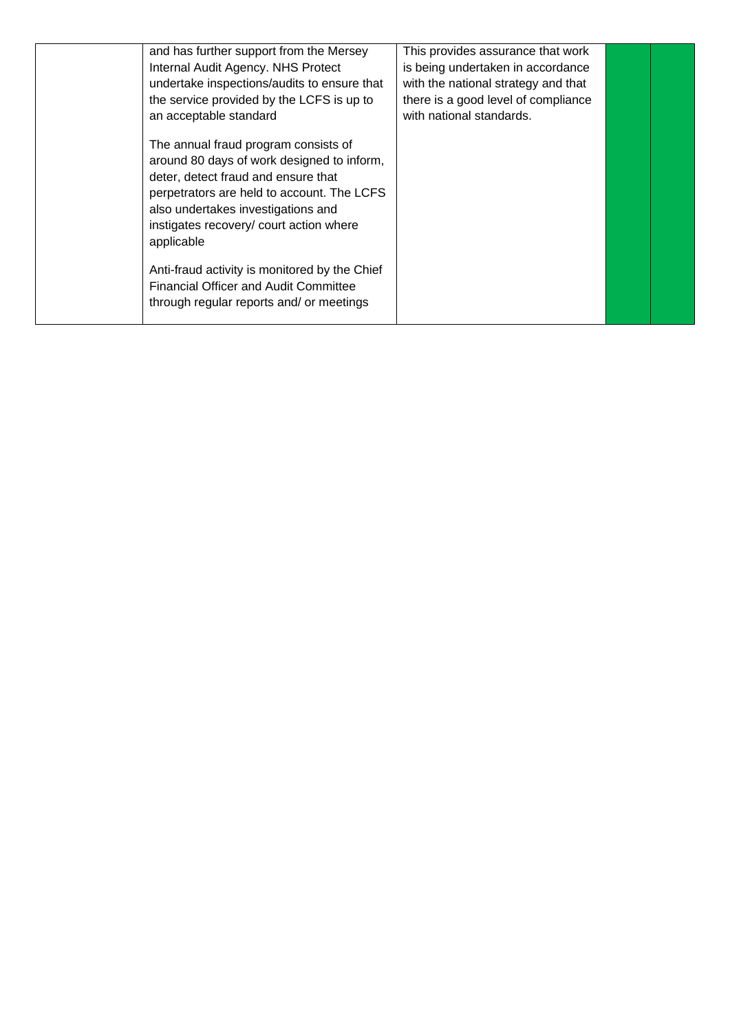| | | | | |
|---|---|---|---|---|
| | and has further support from the Mersey Internal Audit Agency. NHS Protect undertake inspections/audits to ensure that the service provided by the LCFS is up to an acceptable standard<br><br>The annual fraud program consists of around 80 days of work designed to inform, deter, detect fraud and ensure that perpetrators are held to account. The LCFS also undertakes investigations and instigates recovery/ court action where applicable<br><br>Anti-fraud activity is monitored by the Chief Financial Officer and Audit Committee through regular reports and/ or meetings | This provides assurance that work is being undertaken in accordance with the national strategy and that there is a good level of compliance with national standards. | | |